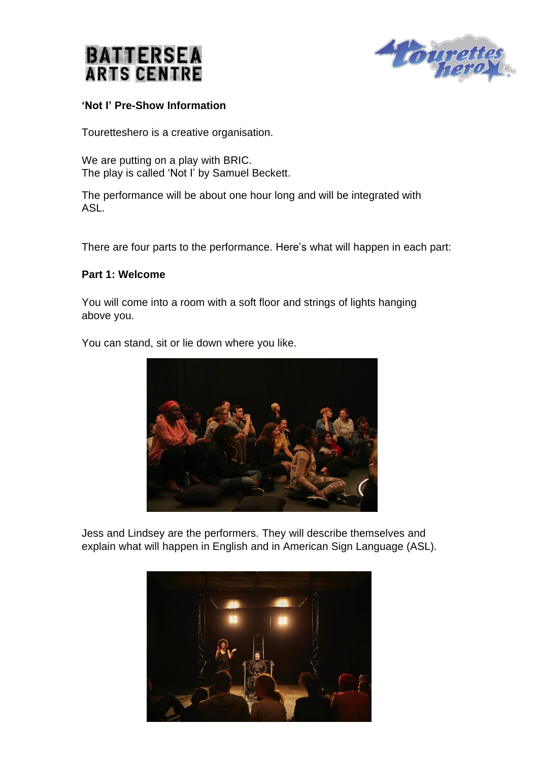**'Not I' Pre-Show Information**

Touretteshero is a creative organisation.

We are putting on a play with BRIC.
The play is called 'Not I' by Samuel Beckett.

The performance will be about one hour long and will be integrated with ASL.

There are four parts to the performance. Here's what will happen in each part:

**Part 1: Welcome**

You will come into a room with a soft floor and strings of lights hanging above you.

You can stand, sit or lie down where you like.

Jess and Lindsey are the performers. They will describe themselves and explain what will happen in English and in American Sign Language (ASL).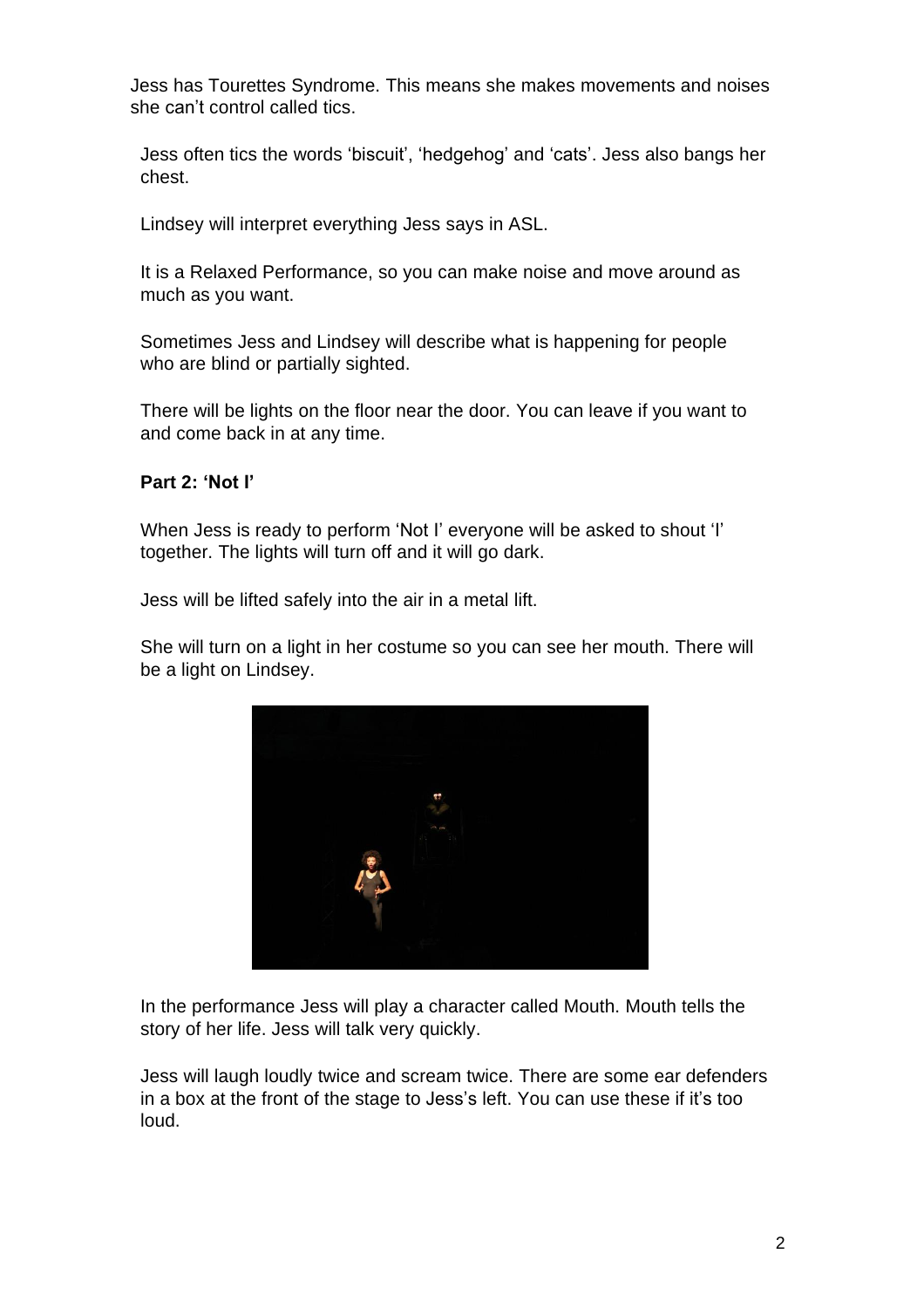Jess has Tourettes Syndrome. This means she makes movements and noises she can't control called tics.

Jess often tics the words 'biscuit', 'hedgehog' and 'cats'. Jess also bangs her chest.

Lindsey will interpret everything Jess says in ASL.

It is a Relaxed Performance, so you can make noise and move around as much as you want.

Sometimes Jess and Lindsey will describe what is happening for people who are blind or partially sighted.

There will be lights on the floor near the door. You can leave if you want to and come back in at any time.

**Part 2: 'Not I'**

When Jess is ready to perform 'Not I' everyone will be asked to shout 'I' together. The lights will turn off and it will go dark.

Jess will be lifted safely into the air in a metal lift.

She will turn on a light in her costume so you can see her mouth. There will be a light on Lindsey.

In the performance Jess will play a character called Mouth. Mouth tells the story of her life. Jess will talk very quickly.

Jess will laugh loudly twice and scream twice. There are some ear defenders in a box at the front of the stage to Jess's left. You can use these if it's too loud.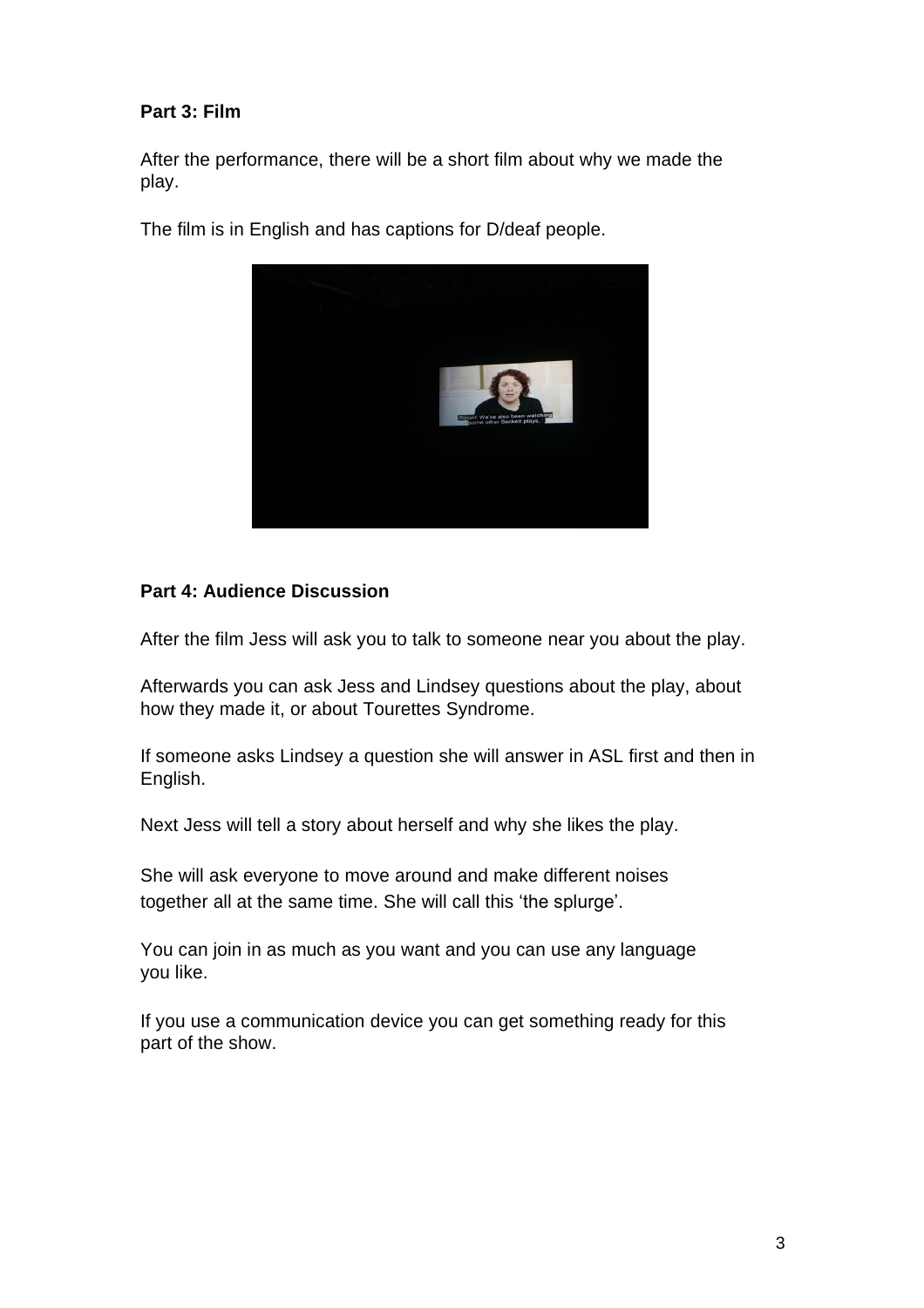## Part 3: Film

After the performance, there will be a short film about why we made the play.

The film is in English and has captions for D/deaf people.

## Part 4: Audience Discussion

After the film Jess will ask you to talk to someone near you about the play.

Afterwards you can ask Jess and Lindsey questions about the play, about how they made it, or about Tourettes Syndrome.

If someone asks Lindsey a question she will answer in ASL first and then in English.

Next Jess will tell a story about herself and why she likes the play.

She will ask everyone to move around and make different noises together all at the same time. She will call this 'the splurge'.

You can join in as much as you want and you can use any language you like.

If you use a communication device you can get something ready for this part of the show.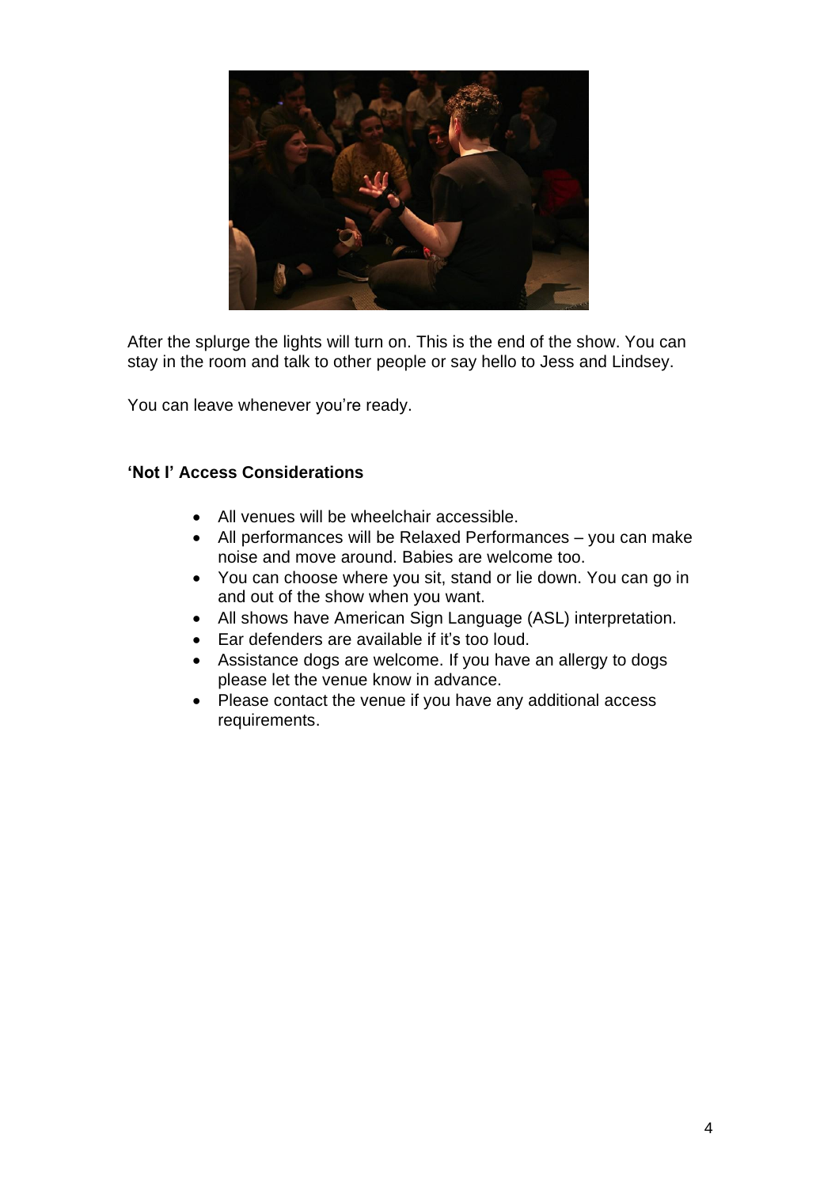After the splurge the lights will turn on. This is the end of the show. You can stay in the room and talk to other people or say hello to Jess and Lindsey.

You can leave whenever you're ready.

**'Not I' Access Considerations**

- All venues will be wheelchair accessible.
- All performances will be Relaxed Performances – you can make noise and move around. Babies are welcome too.
- You can choose where you sit, stand or lie down. You can go in and out of the show when you want.
- All shows have American Sign Language (ASL) interpretation.
- Ear defenders are available if it's too loud.
- Assistance dogs are welcome. If you have an allergy to dogs please let the venue know in advance.
- Please contact the venue if you have any additional access requirements.